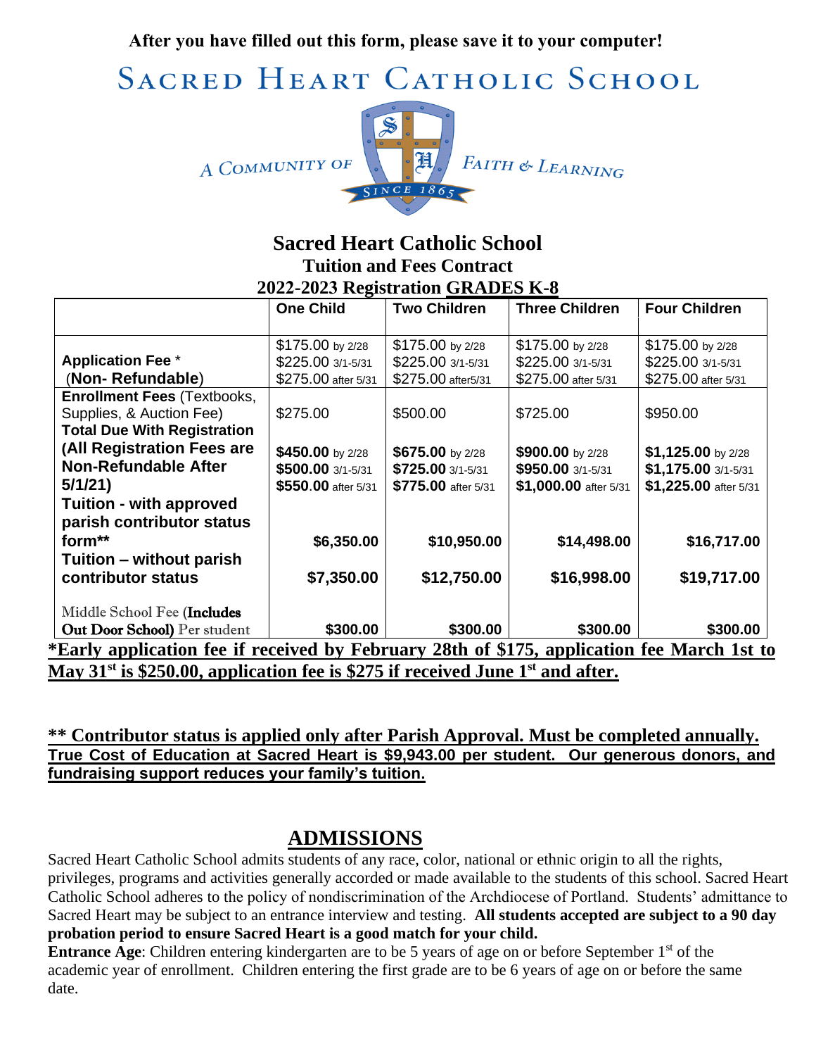**After you have filled out this form, please save it to your computer!**

# SACRED HEART CATHOLIC SCHOOL

A COMMUNITY OF FAITH & LEARNING

SINCE 1865

## Sacred Heart Catholic School

### Tuition and Fees Contract

### 2022-2023 Registration GRADES K-8

| | One Child | Two Children | Three Children | Four Children |
|---|---|---|---|---|
| **Application Fee** * (**Non- Refundable**) | $175.00 by 2/28<br>$225.00 3/1-5/31<br>$275.00 after 5/31 | $175.00 by 2/28<br>$225.00 3/1-5/31<br>$275.00 after5/31 | $175.00 by 2/28<br>$225.00 3/1-5/31<br>$275.00 after 5/31 | $175.00 by 2/28<br>$225.00 3/1-5/31<br>$275.00 after 5/31 |
| **Enrollment Fees** (Textbooks, Supplies, & Auction Fee) | $275.00 | $500.00 | $725.00 | $950.00 |
| **Total Due With Registration (All Registration Fees are Non-Refundable After 5/1/21)** | **$450.00** by 2/28<br>**$500.00** 3/1-5/31<br>**$550.00** after 5/31 | **$675.00** by 2/28<br>**$725.00** 3/1-5/31<br>**$775.00** after 5/31 | **$900.00** by 2/28<br>**$950.00** 3/1-5/31<br>**$1,000.00** after 5/31 | **$1,125.00** by 2/28<br>**$1,175.00** 3/1-5/31<br>**$1,225.00** after 5/31 |
| **Tuition - with approved parish contributor status form**** | **$6,350.00** | **$10,950.00** | **$14,498.00** | **$16,717.00** |
| **Tuition – without parish contributor status** | **$7,350.00** | **$12,750.00** | **$16,998.00** | **$19,717.00** |
| Middle School Fee (**Includes Out Door School)** Per student | **$300.00** | **$300.00** | **$300.00** | **$300.00** |

**\*Early application fee if received by February 28th of $175, application fee March 1st to May 31st is $250.00, application fee is $275 if received June 1st and after.**

**\*\* Contributor status is applied only after Parish Approval. Must be completed annually.**
**True Cost of Education at Sacred Heart is $9,943.00 per student. Our generous donors, and fundraising support reduces your family's tuition.**

## ADMISSIONS

Sacred Heart Catholic School admits students of any race, color, national or ethnic origin to all the rights, privileges, programs and activities generally accorded or made available to the students of this school. Sacred Heart Catholic School adheres to the policy of nondiscrimination of the Archdiocese of Portland. Students' admittance to Sacred Heart may be subject to an entrance interview and testing. **All students accepted are subject to a 90 day probation period to ensure Sacred Heart is a good match for your child.**

**Entrance Age**: Children entering kindergarten are to be 5 years of age on or before September 1st of the academic year of enrollment. Children entering the first grade are to be 6 years of age on or before the same date.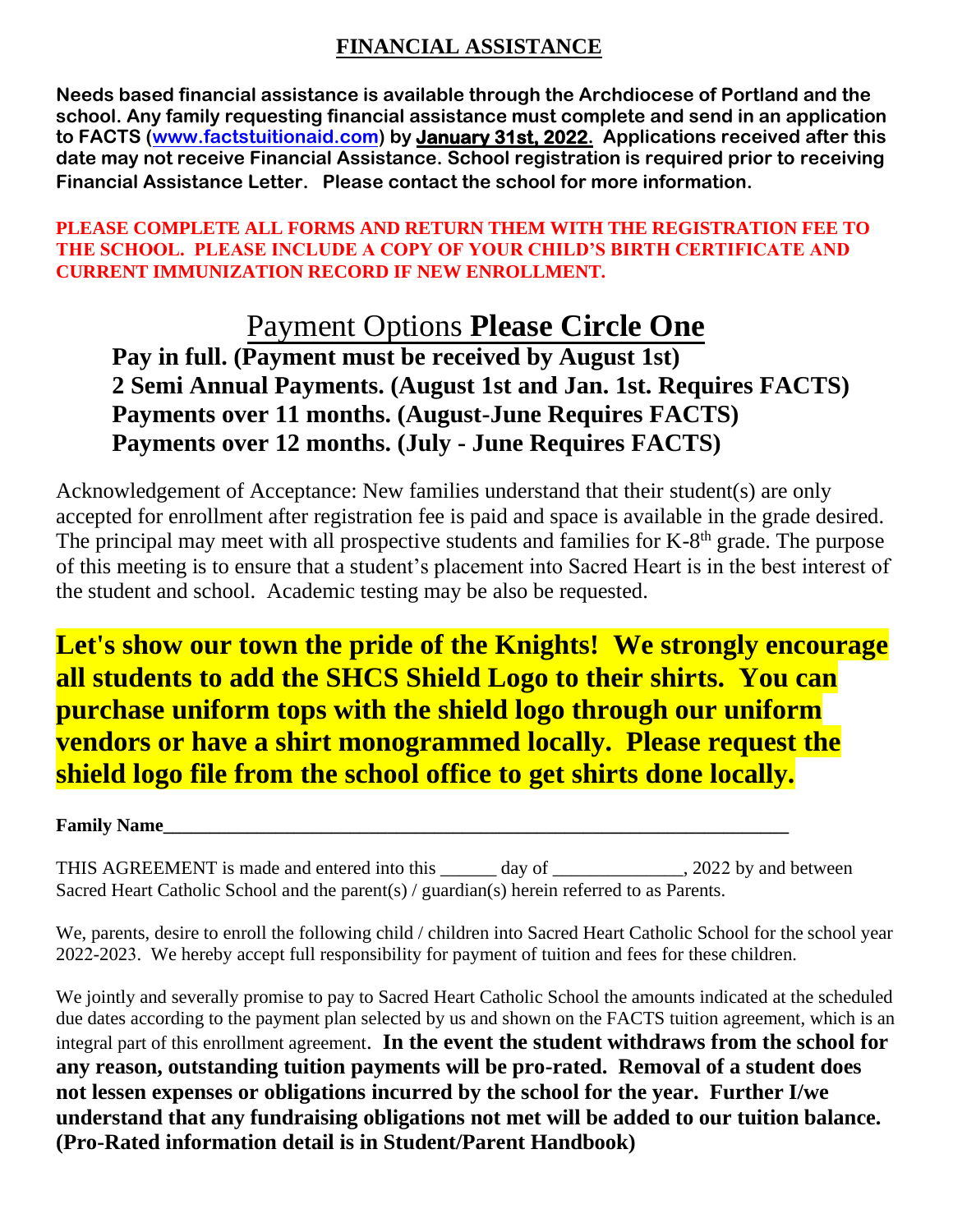## FINANCIAL ASSISTANCE

**Needs based financial assistance is available through the Archdiocese of Portland and the school. Any family requesting financial assistance must complete and send in an application to FACTS (www.factstuitionaid.com) by January 31st, 2022. Applications received after this date may not receive Financial Assistance. School registration is required prior to receiving Financial Assistance Letter. Please contact the school for more information.**

**PLEASE COMPLETE ALL FORMS AND RETURN THEM WITH THE REGISTRATION FEE TO THE SCHOOL. PLEASE INCLUDE A COPY OF YOUR CHILD'S BIRTH CERTIFICATE AND CURRENT IMMUNIZATION RECORD IF NEW ENROLLMENT.**

## Payment Options **Please Circle One**

**Pay in full. (Payment must be received by August 1st)**
**2 Semi Annual Payments. (August 1st and Jan. 1st. Requires FACTS)**
**Payments over 11 months. (August-June Requires FACTS)**
**Payments over 12 months. (July - June Requires FACTS)**

Acknowledgement of Acceptance: New families understand that their student(s) are only accepted for enrollment after registration fee is paid and space is available in the grade desired. The principal may meet with all prospective students and families for K-8th grade. The purpose of this meeting is to ensure that a student's placement into Sacred Heart is in the best interest of the student and school. Academic testing may be also be requested.

**Let's show our town the pride of the Knights! We strongly encourage all students to add the SHCS Shield Logo to their shirts. You can purchase uniform tops with the shield logo through our uniform vendors or have a shirt monogrammed locally. Please request the shield logo file from the school office to get shirts done locally.**

**Family Name**_____________________________________________________________________

THIS AGREEMENT is made and entered into this ______ day of ______________, 2022 by and between Sacred Heart Catholic School and the parent(s) / guardian(s) herein referred to as Parents.

We, parents, desire to enroll the following child / children into Sacred Heart Catholic School for the school year 2022-2023. We hereby accept full responsibility for payment of tuition and fees for these children.

We jointly and severally promise to pay to Sacred Heart Catholic School the amounts indicated at the scheduled due dates according to the payment plan selected by us and shown on the FACTS tuition agreement, which is an integral part of this enrollment agreement. **In the event the student withdraws from the school for any reason, outstanding tuition payments will be pro-rated. Removal of a student does not lessen expenses or obligations incurred by the school for the year. Further I/we understand that any fundraising obligations not met will be added to our tuition balance. (Pro-Rated information detail is in Student/Parent Handbook)**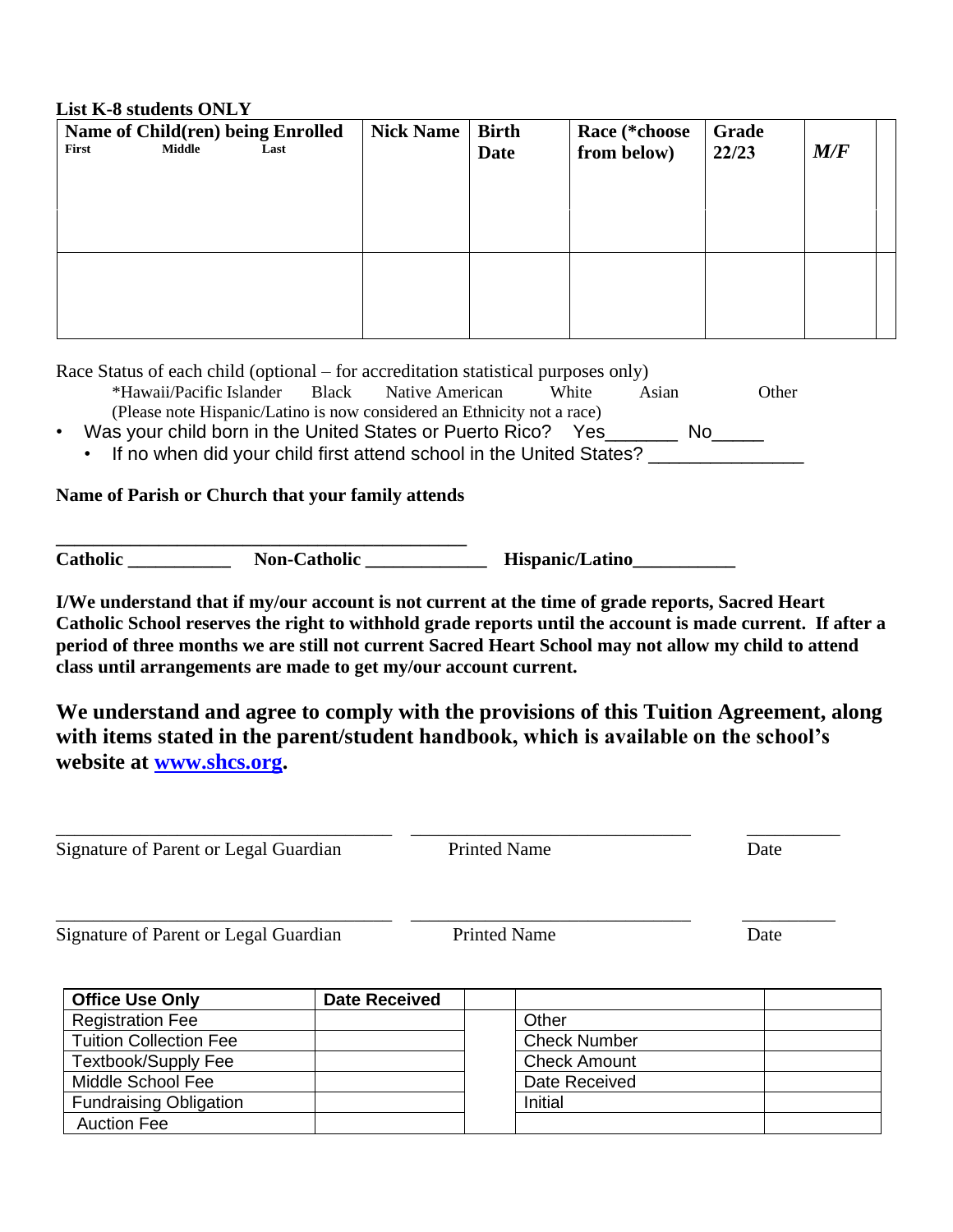**List K-8 students ONLY**

| Name of Child(ren) being Enrolled<br>First Middle Last | Nick Name | Birth Date | Race (*choose from below) | Grade 22/23 | *M/F* | |
|---|---|---|---|---|---|---|
| | | | | | | |
| | | | | | | |

Race Status of each child (optional – for accreditation statistical purposes only)

*Hawaii/Pacific Islander Black Native American White Asian Other

(Please note Hispanic/Latino is now considered an Ethnicity not a race)

- Was your child born in the United States or Puerto Rico? Yes_______ No_____
  - If no when did your child first attend school in the United States? _______________

**Name of Parish or Church that your family attends**

**_____________________________________________**

**Catholic ___________ Non-Catholic _____________ Hispanic/Latino___________**

**I/We understand that if my/our account is not current at the time of grade reports, Sacred Heart Catholic School reserves the right to withhold grade reports until the account is made current. If after a period of three months we are still not current Sacred Heart School may not allow my child to attend class until arrangements are made to get my/our account current.**

**We understand and agree to comply with the provisions of this Tuition Agreement, along with items stated in the parent/student handbook, which is available on the school's website at [www.shcs.org](http://www.shcs.org).**

___________________________________ ______________________________ __________

Signature of Parent or Legal Guardian Printed Name Date

___________________________________ ______________________________ __________

Signature of Parent or Legal Guardian Printed Name Date

| Office Use Only | Date Received | | | |
|---|---|---|---|---|
| Registration Fee | | | Other | |
| Tuition Collection Fee | | | Check Number | |
| Textbook/Supply Fee | | | Check Amount | |
| Middle School Fee | | | Date Received | |
| Fundraising Obligation | | | Initial | |
| Auction Fee | | | | |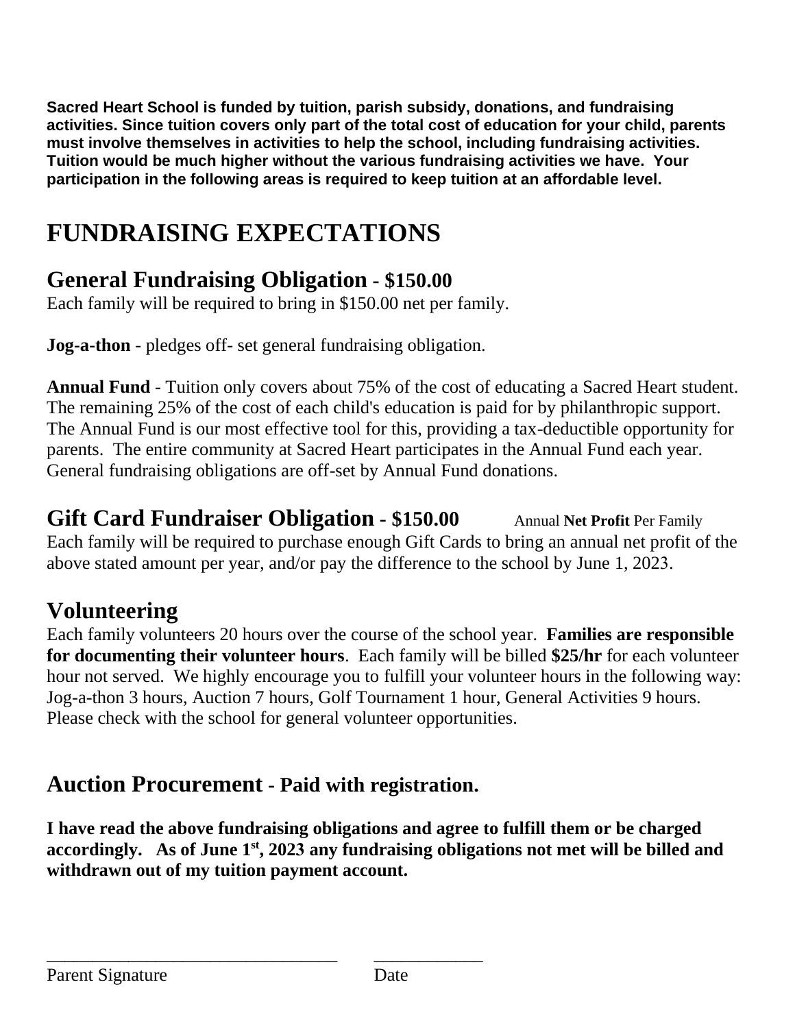**Sacred Heart School is funded by tuition, parish subsidy, donations, and fundraising activities. Since tuition covers only part of the total cost of education for your child, parents must involve themselves in activities to help the school, including fundraising activities. Tuition would be much higher without the various fundraising activities we have. Your participation in the following areas is required to keep tuition at an affordable level.**

# FUNDRAISING EXPECTATIONS

## General Fundraising Obligation - $150.00

Each family will be required to bring in $150.00 net per family.

**Jog-a-thon** - pledges off- set general fundraising obligation.

**Annual Fund** - Tuition only covers about 75% of the cost of educating a Sacred Heart student. The remaining 25% of the cost of each child's education is paid for by philanthropic support. The Annual Fund is our most effective tool for this, providing a tax-deductible opportunity for parents. The entire community at Sacred Heart participates in the Annual Fund each year. General fundraising obligations are off-set by Annual Fund donations.

## Gift Card Fundraiser Obligation - $150.00 Annual **Net Profit** Per Family

Each family will be required to purchase enough Gift Cards to bring an annual net profit of the above stated amount per year, and/or pay the difference to the school by June 1, 2023.

## Volunteering

Each family volunteers 20 hours over the course of the school year. **Families are responsible for documenting their volunteer hours**. Each family will be billed **$25/hr** for each volunteer hour not served. We highly encourage you to fulfill your volunteer hours in the following way: Jog-a-thon 3 hours, Auction 7 hours, Golf Tournament 1 hour, General Activities 9 hours. Please check with the school for general volunteer opportunities.

## Auction Procurement - Paid with registration.

**I have read the above fundraising obligations and agree to fulfill them or be charged accordingly. As of June 1st, 2023 any fundraising obligations not met will be billed and withdrawn out of my tuition payment account.**

_________________________________ ____________

Parent Signature Date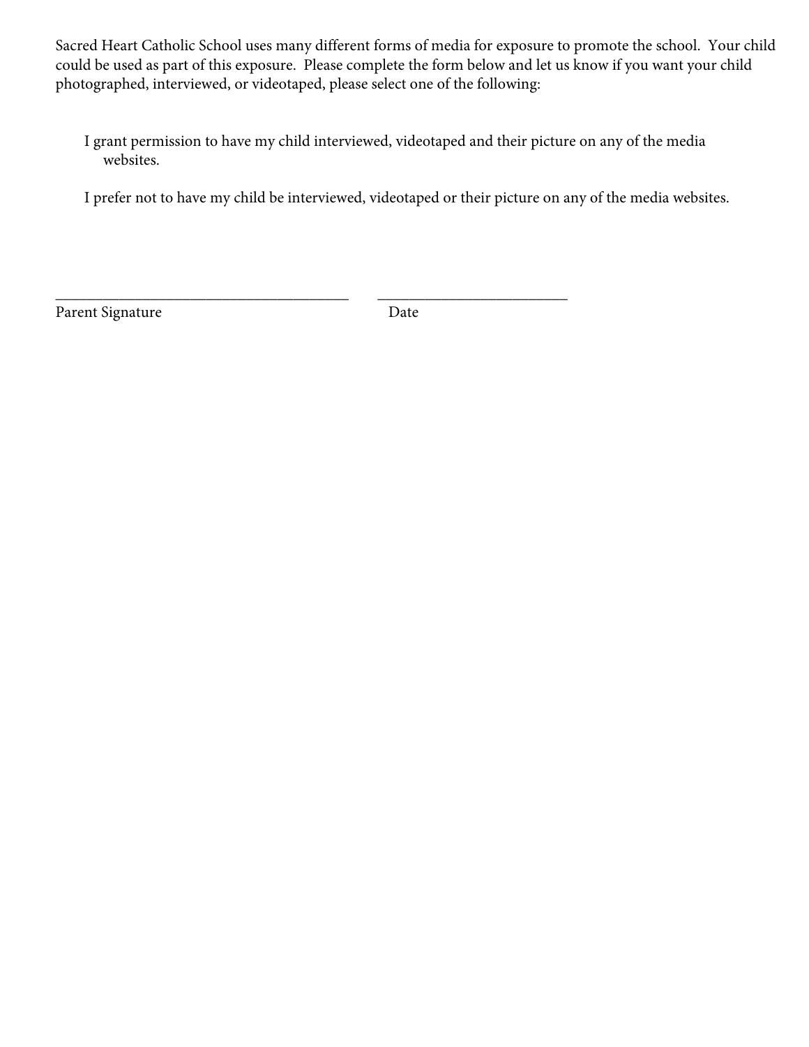Sacred Heart Catholic School uses many different forms of media for exposure to promote the school. Your child could be used as part of this exposure. Please complete the form below and let us know if you want your child photographed, interviewed, or videotaped, please select one of the following:

I grant permission to have my child interviewed, videotaped and their picture on any of the media websites.

I prefer not to have my child be interviewed, videotaped or their picture on any of the media websites.

_______________________________________ ________________________

Parent Signature Date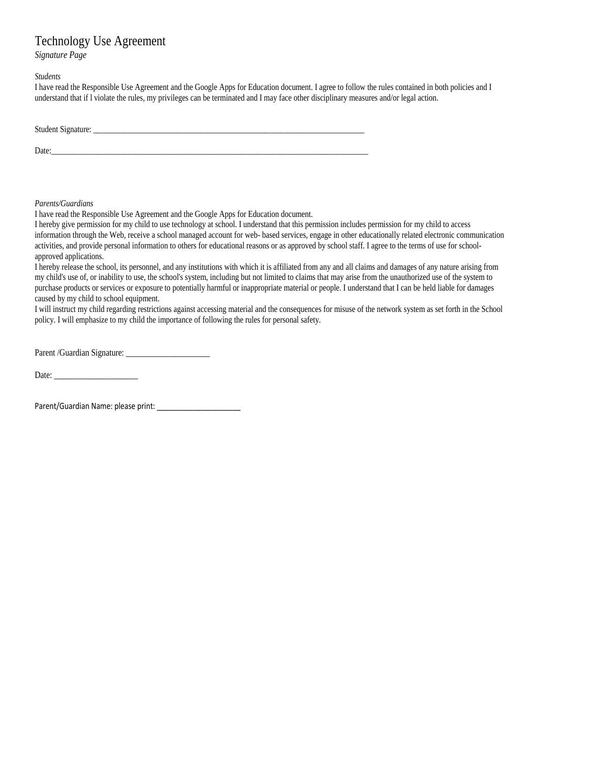# Technology Use Agreement

*Signature Page*

*Students*

I have read the Responsible Use Agreement and the Google Apps for Education document. I agree to follow the rules contained in both policies and I understand that if l violate the rules, my privileges can be terminated and I may face other disciplinary measures and/or legal action.

Student Signature: ______________________________________________________________________

Date:_________________________________________________________________________________

*Parents/Guardians*

I have read the Responsible Use Agreement and the Google Apps for Education document.

I hereby give permission for my child to use technology at school. I understand that this permission includes permission for my child to access information through the Web, receive a school managed account for web- based services, engage in other educationally related electronic communication activities, and provide personal information to others for educational reasons or as approved by school staff. I agree to the terms of use for school-approved applications.

I hereby release the school, its personnel, and any institutions with which it is affiliated from any and all claims and damages of any nature arising from my child's use of, or inability to use, the school's system, including but not limited to claims that may arise from the unauthorized use of the system to purchase products or services or exposure to potentially harmful or inappropriate material or people. I understand that I can be held liable for damages caused by my child to school equipment.

I will instruct my child regarding restrictions against accessing material and the consequences for misuse of the network system as set forth in the School policy. I will emphasize to my child the importance of following the rules for personal safety.

Parent /Guardian Signature: ____________________

Date: ____________________

Parent/Guardian Name: please print: ____________________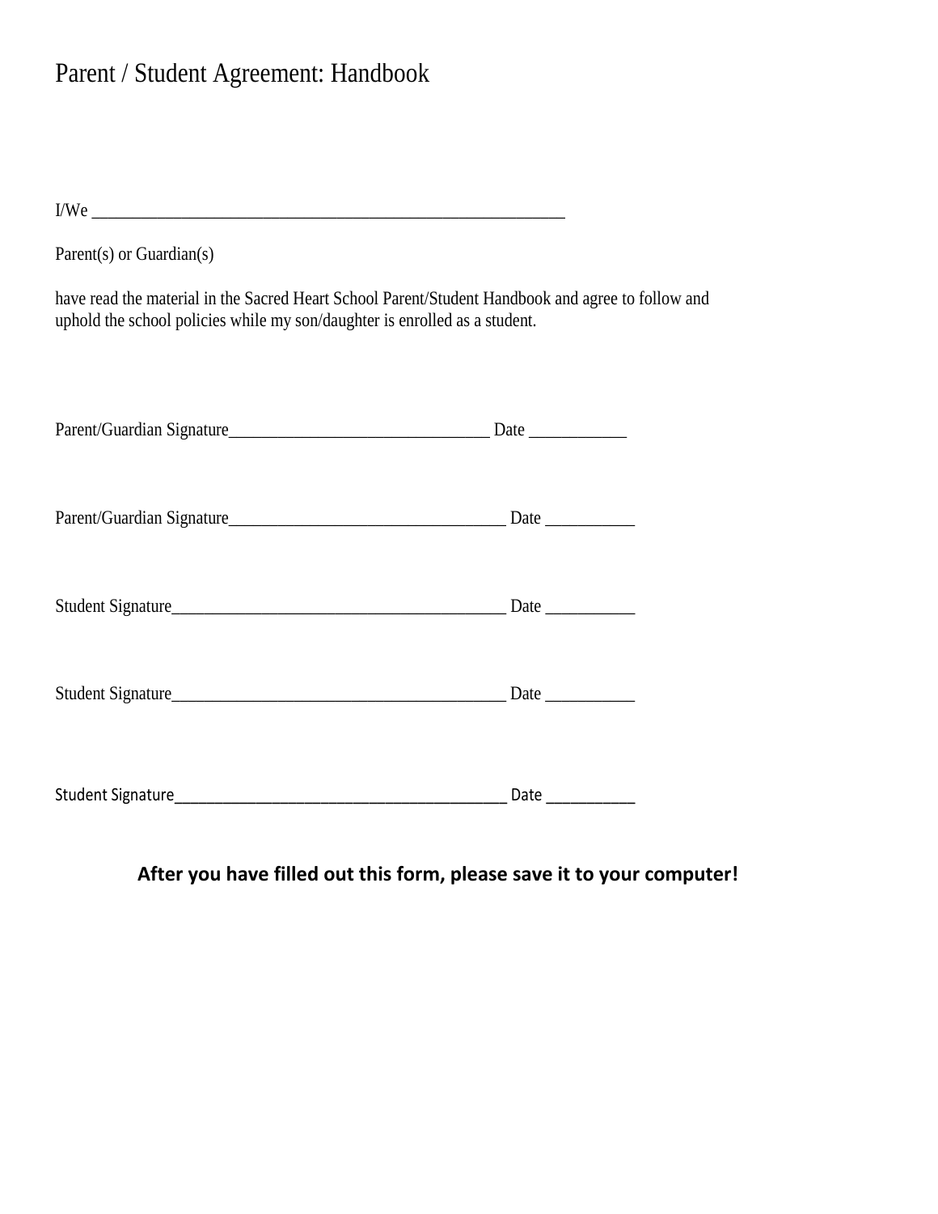# Parent / Student Agreement: Handbook

I/We ____________________________________________________________

Parent(s) or Guardian(s)

have read the material in the Sacred Heart School Parent/Student Handbook and agree to follow and uphold the school policies while my son/daughter is enrolled as a student.

Parent/Guardian Signature_________________________________ Date ____________

Parent/Guardian Signature__________________________________ Date ___________

Student Signature__________________________________________ Date ___________

Student Signature__________________________________________ Date ___________

Student Signature__________________________________________ Date ___________

**After you have filled out this form, please save it to your computer!**